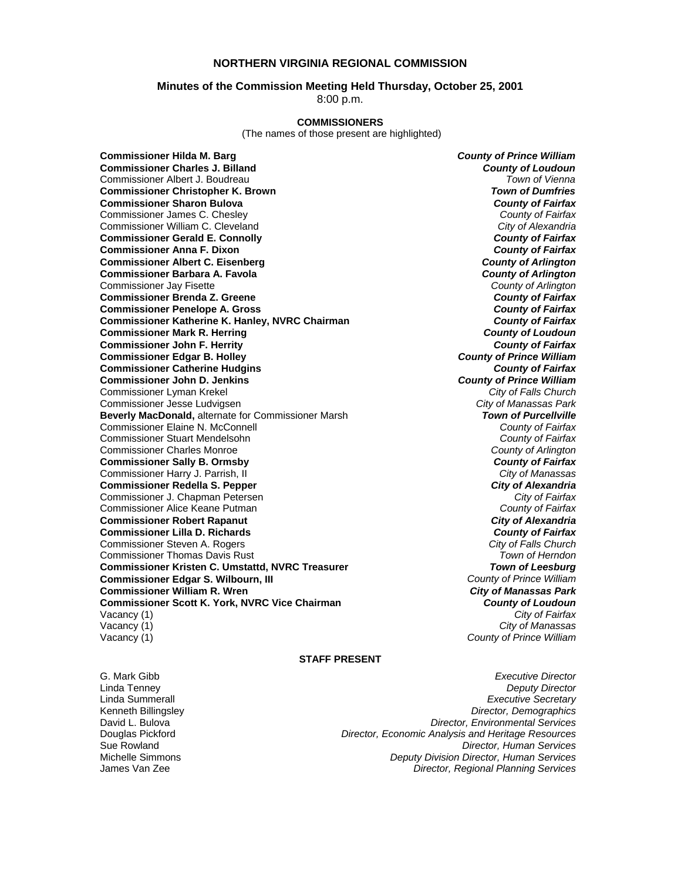# NORTHERN VIRGINIA REGIONAL COMMISSION

## Minutes of the Commission Meeting Held Thursday, October 25, 2001

8:00 p.m.

### COMMISSIONERS

(The names of those present are highlighted)

| Commissioner | Jurisdiction |
|---|---|
| **Commissioner Hilda M. Barg** | ***County of Prince William*** |
| **Commissioner Charles J. Billand** | ***County of Loudoun*** |
| Commissioner Albert J. Boudreau | *Town of Vienna* |
| **Commissioner Christopher K. Brown** | ***Town of Dumfries*** |
| **Commissioner Sharon Bulova** | ***County of Fairfax*** |
| Commissioner James C. Chesley | *County of Fairfax* |
| Commissioner William C. Cleveland | *City of Alexandria* |
| **Commissioner Gerald E. Connolly** | ***County of Fairfax*** |
| **Commissioner Anna F. Dixon** | ***County of Fairfax*** |
| **Commissioner Albert C. Eisenberg** | ***County of Arlington*** |
| **Commissioner Barbara A. Favola** | ***County of Arlington*** |
| Commissioner Jay Fisette | *County of Arlington* |
| **Commissioner Brenda Z. Greene** | ***County of Fairfax*** |
| **Commissioner Penelope A. Gross** | ***County of Fairfax*** |
| **Commissioner Katherine K. Hanley, NVRC Chairman** | ***County of Fairfax*** |
| **Commissioner Mark R. Herring** | ***County of Loudoun*** |
| **Commissioner John F. Herrity** | ***County of Fairfax*** |
| **Commissioner Edgar B. Holley** | ***County of Prince William*** |
| **Commissioner Catherine Hudgins** | ***County of Fairfax*** |
| **Commissioner John D. Jenkins** | ***County of Prince William*** |
| Commissioner Lyman Krekel | *City of Falls Church* |
| Commissioner Jesse Ludvigsen | *City of Manassas Park* |
| **Beverly MacDonald,** alternate for Commissioner Marsh | ***Town of Purcellville*** |
| Commissioner Elaine N. McConnell | *County of Fairfax* |
| Commissioner Stuart Mendelsohn | *County of Fairfax* |
| Commissioner Charles Monroe | *County of Arlington* |
| **Commissioner Sally B. Ormsby** | ***County of Fairfax*** |
| Commissioner Harry J. Parrish, II | *City of Manassas* |
| **Commissioner Redella S. Pepper** | ***City of Alexandria*** |
| Commissioner J. Chapman Petersen | *City of Fairfax* |
| Commissioner Alice Keane Putman | *County of Fairfax* |
| **Commissioner Robert Rapanut** | ***City of Alexandria*** |
| **Commissioner Lilla D. Richards** | ***County of Fairfax*** |
| Commissioner Steven A. Rogers | *City of Falls Church* |
| Commissioner Thomas Davis Rust | *Town of Herndon* |
| **Commissioner Kristen C. Umstattd, NVRC Treasurer** | ***Town of Leesburg*** |
| **Commissioner Edgar S. Wilbourn, III** | *County of Prince William* |
| **Commissioner William R. Wren** | ***City of Manassas Park*** |
| **Commissioner Scott K. York, NVRC Vice Chairman** | ***County of Loudoun*** |
| Vacancy (1) | *City of Fairfax* |
| Vacancy (1) | *City of Manassas* |
| Vacancy (1) | *County of Prince William* |

### STAFF PRESENT

| Name | Title |
|---|---|
| G. Mark Gibb | *Executive Director* |
| Linda Tenney | *Deputy Director* |
| Linda Summerall | *Executive Secretary* |
| Kenneth Billingsley | *Director, Demographics* |
| David L. Bulova | *Director, Environmental Services* |
| Douglas Pickford | *Director, Economic Analysis and Heritage Resources* |
| Sue Rowland | *Director, Human Services* |
| Michelle Simmons | *Deputy Division Director, Human Services* |
| James Van Zee | *Director, Regional Planning Services* |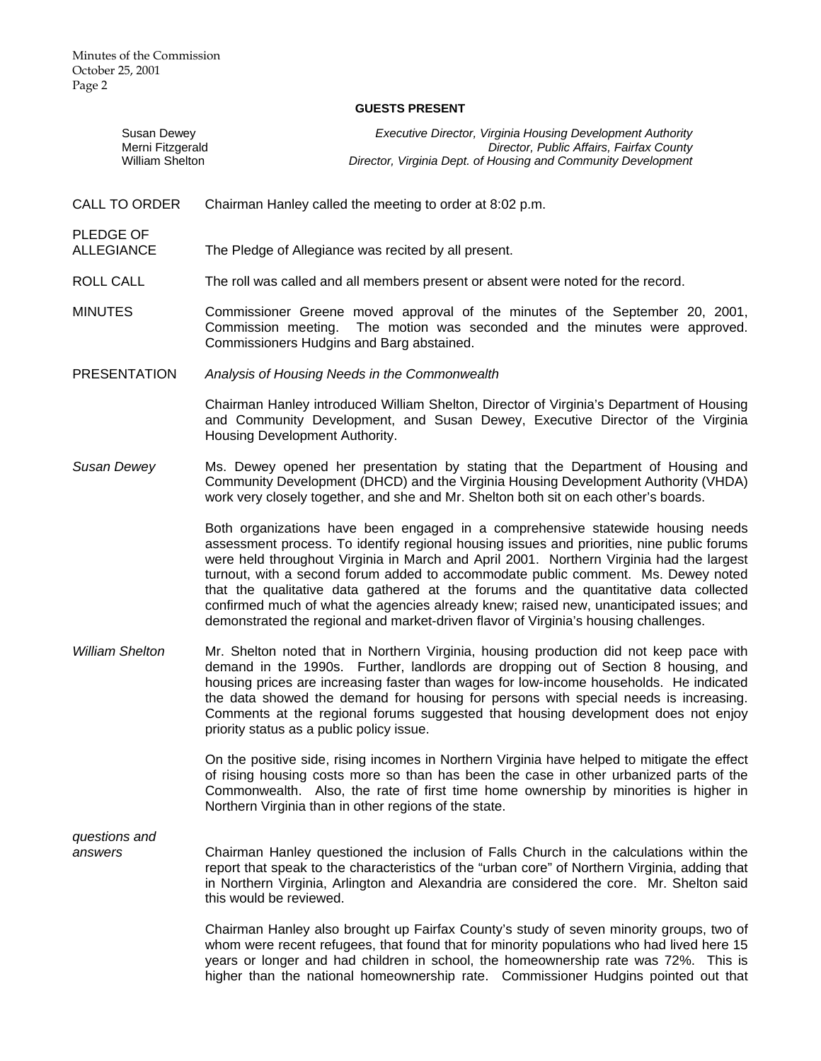**GUESTS PRESENT**

| | |
|---|---|
| Susan Dewey | *Executive Director, Virginia Housing Development Authority* |
| Merni Fitzgerald | *Director, Public Affairs, Fairfax County* |
| William Shelton | *Director, Virginia Dept. of Housing and Community Development* |

CALL TO ORDER — Chairman Hanley called the meeting to order at 8:02 p.m.

PLEDGE OF ALLEGIANCE — The Pledge of Allegiance was recited by all present.

ROLL CALL — The roll was called and all members present or absent were noted for the record.

MINUTES — Commissioner Greene moved approval of the minutes of the September 20, 2001, Commission meeting. The motion was seconded and the minutes were approved. Commissioners Hudgins and Barg abstained.

PRESENTATION — *Analysis of Housing Needs in the Commonwealth*

Chairman Hanley introduced William Shelton, Director of Virginia's Department of Housing and Community Development, and Susan Dewey, Executive Director of the Virginia Housing Development Authority.

*Susan Dewey*

Ms. Dewey opened her presentation by stating that the Department of Housing and Community Development (DHCD) and the Virginia Housing Development Authority (VHDA) work very closely together, and she and Mr. Shelton both sit on each other's boards.

Both organizations have been engaged in a comprehensive statewide housing needs assessment process. To identify regional housing issues and priorities, nine public forums were held throughout Virginia in March and April 2001. Northern Virginia had the largest turnout, with a second forum added to accommodate public comment. Ms. Dewey noted that the qualitative data gathered at the forums and the quantitative data collected confirmed much of what the agencies already knew; raised new, unanticipated issues; and demonstrated the regional and market-driven flavor of Virginia's housing challenges.

*William Shelton*

Mr. Shelton noted that in Northern Virginia, housing production did not keep pace with demand in the 1990s. Further, landlords are dropping out of Section 8 housing, and housing prices are increasing faster than wages for low-income households. He indicated the data showed the demand for housing for persons with special needs is increasing. Comments at the regional forums suggested that housing development does not enjoy priority status as a public policy issue.

On the positive side, rising incomes in Northern Virginia have helped to mitigate the effect of rising housing costs more so than has been the case in other urbanized parts of the Commonwealth. Also, the rate of first time home ownership by minorities is higher in Northern Virginia than in other regions of the state.

*questions and answers*

Chairman Hanley questioned the inclusion of Falls Church in the calculations within the report that speak to the characteristics of the "urban core" of Northern Virginia, adding that in Northern Virginia, Arlington and Alexandria are considered the core. Mr. Shelton said this would be reviewed.

Chairman Hanley also brought up Fairfax County's study of seven minority groups, two of whom were recent refugees, that found that for minority populations who had lived here 15 years or longer and had children in school, the homeownership rate was 72%. This is higher than the national homeownership rate. Commissioner Hudgins pointed out that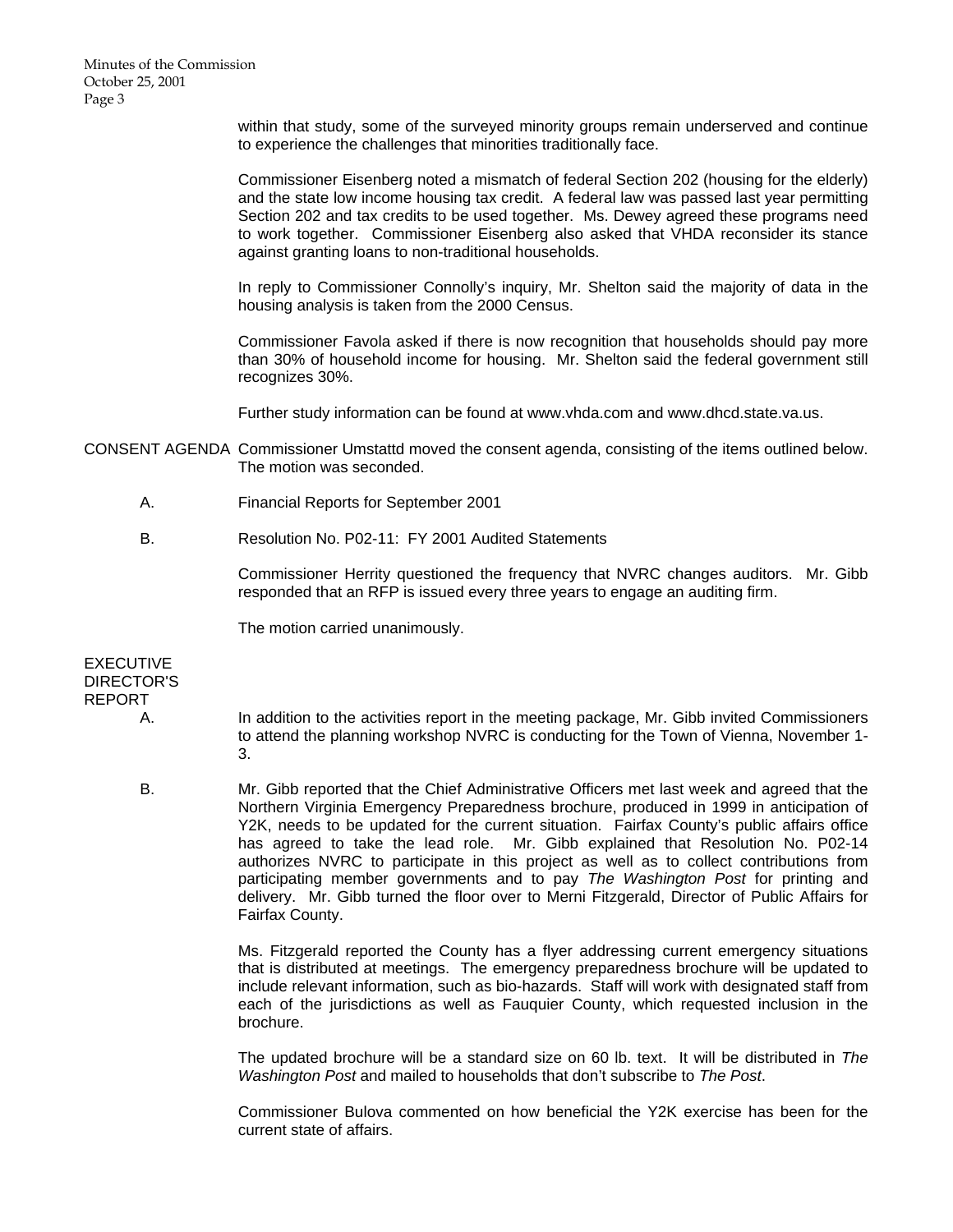within that study, some of the surveyed minority groups remain underserved and continue to experience the challenges that minorities traditionally face.

Commissioner Eisenberg noted a mismatch of federal Section 202 (housing for the elderly) and the state low income housing tax credit. A federal law was passed last year permitting Section 202 and tax credits to be used together. Ms. Dewey agreed these programs need to work together. Commissioner Eisenberg also asked that VHDA reconsider its stance against granting loans to non-traditional households.

In reply to Commissioner Connolly's inquiry, Mr. Shelton said the majority of data in the housing analysis is taken from the 2000 Census.

Commissioner Favola asked if there is now recognition that households should pay more than 30% of household income for housing. Mr. Shelton said the federal government still recognizes 30%.

Further study information can be found at www.vhda.com and www.dhcd.state.va.us.

**CONSENT AGENDA** Commissioner Umstattd moved the consent agenda, consisting of the items outlined below. The motion was seconded.

A. Financial Reports for September 2001

B. Resolution No. P02-11: FY 2001 Audited Statements

Commissioner Herrity questioned the frequency that NVRC changes auditors. Mr. Gibb responded that an RFP is issued every three years to engage an auditing firm.

The motion carried unanimously.

**EXECUTIVE DIRECTOR'S REPORT**

A. In addition to the activities report in the meeting package, Mr. Gibb invited Commissioners to attend the planning workshop NVRC is conducting for the Town of Vienna, November 1-3.

B. Mr. Gibb reported that the Chief Administrative Officers met last week and agreed that the Northern Virginia Emergency Preparedness brochure, produced in 1999 in anticipation of Y2K, needs to be updated for the current situation. Fairfax County's public affairs office has agreed to take the lead role. Mr. Gibb explained that Resolution No. P02-14 authorizes NVRC to participate in this project as well as to collect contributions from participating member governments and to pay *The Washington Post* for printing and delivery. Mr. Gibb turned the floor over to Merni Fitzgerald, Director of Public Affairs for Fairfax County.

Ms. Fitzgerald reported the County has a flyer addressing current emergency situations that is distributed at meetings. The emergency preparedness brochure will be updated to include relevant information, such as bio-hazards. Staff will work with designated staff from each of the jurisdictions as well as Fauquier County, which requested inclusion in the brochure.

The updated brochure will be a standard size on 60 lb. text. It will be distributed in *The Washington Post* and mailed to households that don't subscribe to *The Post*.

Commissioner Bulova commented on how beneficial the Y2K exercise has been for the current state of affairs.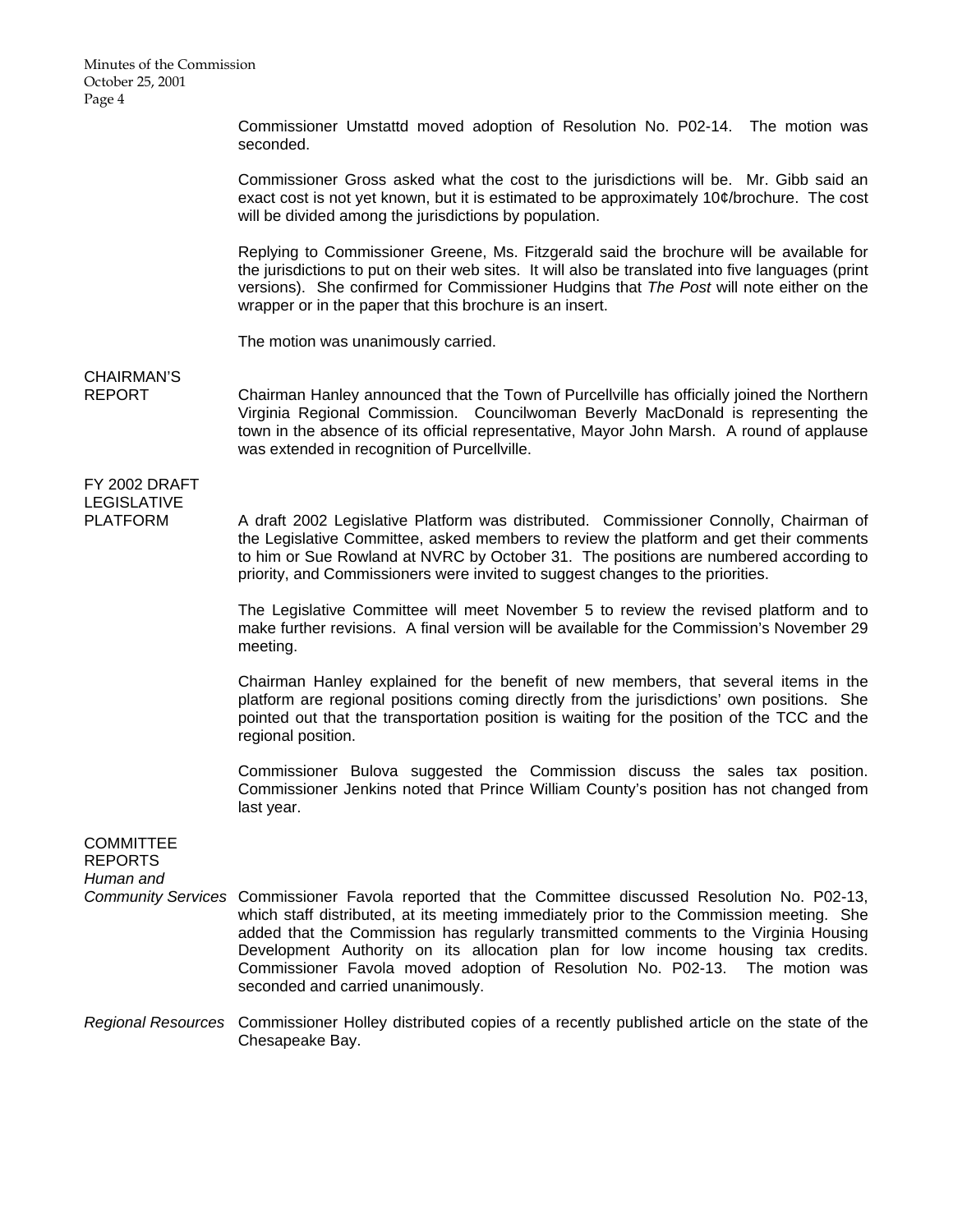Commissioner Umstattd moved adoption of Resolution No. P02-14. The motion was seconded.

Commissioner Gross asked what the cost to the jurisdictions will be. Mr. Gibb said an exact cost is not yet known, but it is estimated to be approximately 10¢/brochure. The cost will be divided among the jurisdictions by population.

Replying to Commissioner Greene, Ms. Fitzgerald said the brochure will be available for the jurisdictions to put on their web sites. It will also be translated into five languages (print versions). She confirmed for Commissioner Hudgins that *The Post* will note either on the wrapper or in the paper that this brochure is an insert.

The motion was unanimously carried.

**CHAIRMAN'S REPORT**

Chairman Hanley announced that the Town of Purcellville has officially joined the Northern Virginia Regional Commission. Councilwoman Beverly MacDonald is representing the town in the absence of its official representative, Mayor John Marsh. A round of applause was extended in recognition of Purcellville.

**FY 2002 DRAFT LEGISLATIVE PLATFORM**

A draft 2002 Legislative Platform was distributed. Commissioner Connolly, Chairman of the Legislative Committee, asked members to review the platform and get their comments to him or Sue Rowland at NVRC by October 31. The positions are numbered according to priority, and Commissioners were invited to suggest changes to the priorities.

The Legislative Committee will meet November 5 to review the revised platform and to make further revisions. A final version will be available for the Commission's November 29 meeting.

Chairman Hanley explained for the benefit of new members, that several items in the platform are regional positions coming directly from the jurisdictions' own positions. She pointed out that the transportation position is waiting for the position of the TCC and the regional position.

Commissioner Bulova suggested the Commission discuss the sales tax position. Commissioner Jenkins noted that Prince William County's position has not changed from last year.

**COMMITTEE REPORTS**

*Human and Community Services*

Commissioner Favola reported that the Committee discussed Resolution No. P02-13, which staff distributed, at its meeting immediately prior to the Commission meeting. She added that the Commission has regularly transmitted comments to the Virginia Housing Development Authority on its allocation plan for low income housing tax credits. Commissioner Favola moved adoption of Resolution No. P02-13. The motion was seconded and carried unanimously.

*Regional Resources*

Commissioner Holley distributed copies of a recently published article on the state of the Chesapeake Bay.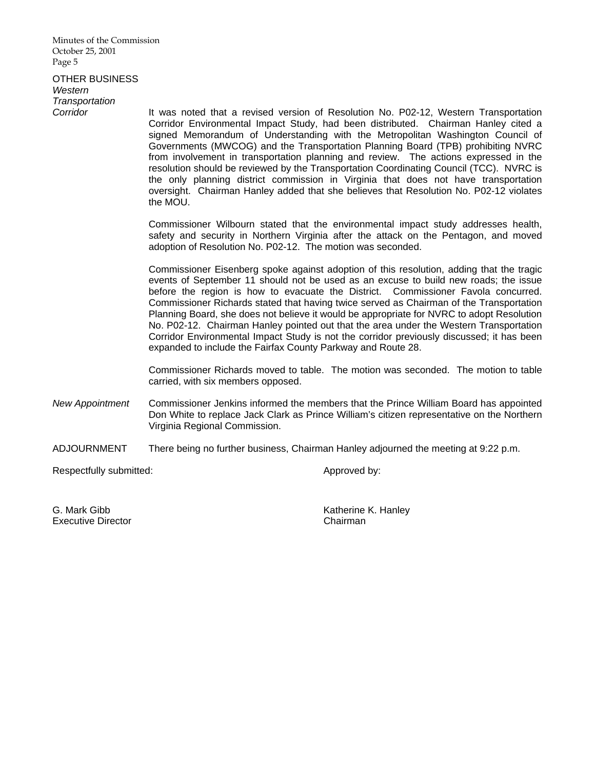OTHER BUSINESS

*Western Transportation Corridor*

It was noted that a revised version of Resolution No. P02-12, Western Transportation Corridor Environmental Impact Study, had been distributed. Chairman Hanley cited a signed Memorandum of Understanding with the Metropolitan Washington Council of Governments (MWCOG) and the Transportation Planning Board (TPB) prohibiting NVRC from involvement in transportation planning and review. The actions expressed in the resolution should be reviewed by the Transportation Coordinating Council (TCC). NVRC is the only planning district commission in Virginia that does not have transportation oversight. Chairman Hanley added that she believes that Resolution No. P02-12 violates the MOU.

Commissioner Wilbourn stated that the environmental impact study addresses health, safety and security in Northern Virginia after the attack on the Pentagon, and moved adoption of Resolution No. P02-12. The motion was seconded.

Commissioner Eisenberg spoke against adoption of this resolution, adding that the tragic events of September 11 should not be used as an excuse to build new roads; the issue before the region is how to evacuate the District. Commissioner Favola concurred. Commissioner Richards stated that having twice served as Chairman of the Transportation Planning Board, she does not believe it would be appropriate for NVRC to adopt Resolution No. P02-12. Chairman Hanley pointed out that the area under the Western Transportation Corridor Environmental Impact Study is not the corridor previously discussed; it has been expanded to include the Fairfax County Parkway and Route 28.

Commissioner Richards moved to table. The motion was seconded. The motion to table carried, with six members opposed.

*New Appointment*

Commissioner Jenkins informed the members that the Prince William Board has appointed Don White to replace Jack Clark as Prince William's citizen representative on the Northern Virginia Regional Commission.

ADJOURNMENT

There being no further business, Chairman Hanley adjourned the meeting at 9:22 p.m.

Respectfully submitted:

G. Mark Gibb
Executive Director

Approved by:

Katherine K. Hanley
Chairman